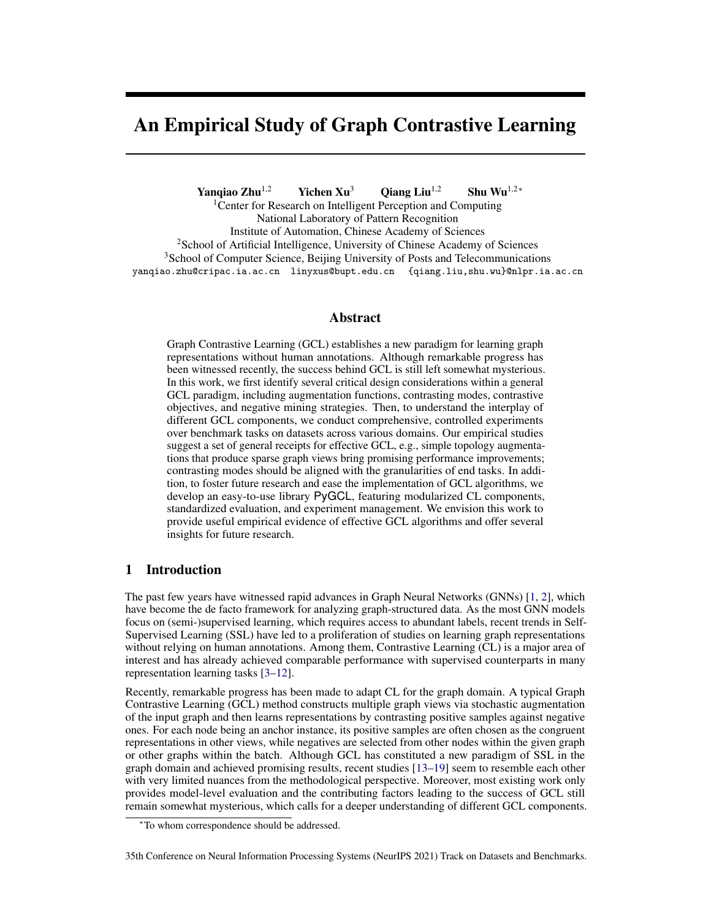# An Empirical Study of Graph Contrastive Learning

**Yanqiao Zhu**[1,2] **Yichen Xu**[3] **Qiang Liu**[1,2] **Shu Wu**[1,2*]

[1]Center for Research on Intelligent Perception and Computing
National Laboratory of Pattern Recognition
Institute of Automation, Chinese Academy of Sciences
[2]School of Artificial Intelligence, University of Chinese Academy of Sciences
[3]School of Computer Science, Beijing University of Posts and Telecommunications
yanqiao.zhu@cripac.ia.ac.cn linyxus@bupt.edu.cn {qiang.liu,shu.wu}@nlpr.ia.ac.cn

## Abstract

Graph Contrastive Learning (GCL) establishes a new paradigm for learning graph representations without human annotations. Although remarkable progress has been witnessed recently, the success behind GCL is still left somewhat mysterious. In this work, we first identify several critical design considerations within a general GCL paradigm, including augmentation functions, contrasting modes, contrastive objectives, and negative mining strategies. Then, to understand the interplay of different GCL components, we conduct comprehensive, controlled experiments over benchmark tasks on datasets across various domains. Our empirical studies suggest a set of general receipts for effective GCL, e.g., simple topology augmentations that produce sparse graph views bring promising performance improvements; contrasting modes should be aligned with the granularities of end tasks. In addition, to foster future research and ease the implementation of GCL algorithms, we develop an easy-to-use library PyGCL, featuring modularized CL components, standardized evaluation, and experiment management. We envision this work to provide useful empirical evidence of effective GCL algorithms and offer several insights for future research.

## 1 Introduction

The past few years have witnessed rapid advances in Graph Neural Networks (GNNs) [1, 2], which have become the de facto framework for analyzing graph-structured data. As the most GNN models focus on (semi-)supervised learning, which requires access to abundant labels, recent trends in Self-Supervised Learning (SSL) have led to a proliferation of studies on learning graph representations without relying on human annotations. Among them, Contrastive Learning (CL) is a major area of interest and has already achieved comparable performance with supervised counterparts in many representation learning tasks [3–12].

Recently, remarkable progress has been made to adapt CL for the graph domain. A typical Graph Contrastive Learning (GCL) method constructs multiple graph views via stochastic augmentation of the input graph and then learns representations by contrasting positive samples against negative ones. For each node being an anchor instance, its positive samples are often chosen as the congruent representations in other views, while negatives are selected from other nodes within the given graph or other graphs within the batch. Although GCL has constituted a new paradigm of SSL in the graph domain and achieved promising results, recent studies [13–19] seem to resemble each other with very limited nuances from the methodological perspective. Moreover, most existing work only provides model-level evaluation and the contributing factors leading to the success of GCL still remain somewhat mysterious, which calls for a deeper understanding of different GCL components.

*To whom correspondence should be addressed.

35th Conference on Neural Information Processing Systems (NeurIPS 2021) Track on Datasets and Benchmarks.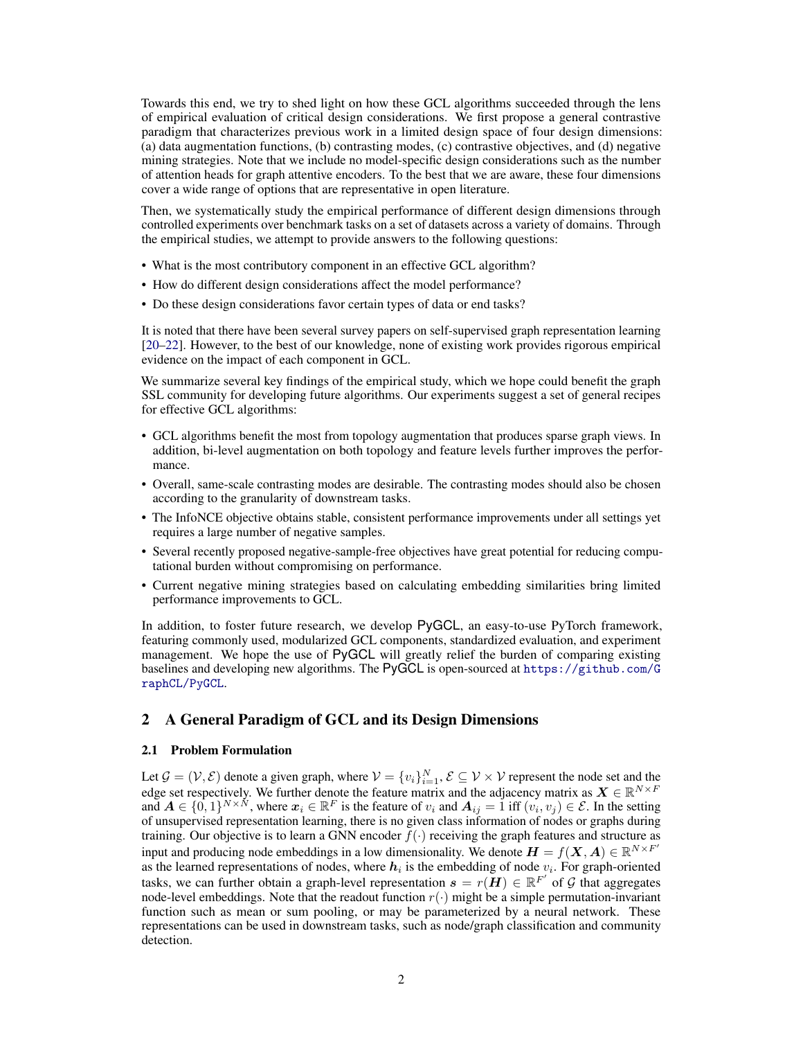Towards this end, we try to shed light on how these GCL algorithms succeeded through the lens of empirical evaluation of critical design considerations. We first propose a general contrastive paradigm that characterizes previous work in a limited design space of four design dimensions: (a) data augmentation functions, (b) contrasting modes, (c) contrastive objectives, and (d) negative mining strategies. Note that we include no model-specific design considerations such as the number of attention heads for graph attentive encoders. To the best that we are aware, these four dimensions cover a wide range of options that are representative in open literature.

Then, we systematically study the empirical performance of different design dimensions through controlled experiments over benchmark tasks on a set of datasets across a variety of domains. Through the empirical studies, we attempt to provide answers to the following questions:

- What is the most contributory component in an effective GCL algorithm?
- How do different design considerations affect the model performance?
- Do these design considerations favor certain types of data or end tasks?

It is noted that there have been several survey papers on self-supervised graph representation learning [20–22]. However, to the best of our knowledge, none of existing work provides rigorous empirical evidence on the impact of each component in GCL.

We summarize several key findings of the empirical study, which we hope could benefit the graph SSL community for developing future algorithms. Our experiments suggest a set of general recipes for effective GCL algorithms:

- GCL algorithms benefit the most from topology augmentation that produces sparse graph views. In addition, bi-level augmentation on both topology and feature levels further improves the performance.
- Overall, same-scale contrasting modes are desirable. The contrasting modes should also be chosen according to the granularity of downstream tasks.
- The InfoNCE objective obtains stable, consistent performance improvements under all settings yet requires a large number of negative samples.
- Several recently proposed negative-sample-free objectives have great potential for reducing computational burden without compromising on performance.
- Current negative mining strategies based on calculating embedding similarities bring limited performance improvements to GCL.

In addition, to foster future research, we develop PyGCL, an easy-to-use PyTorch framework, featuring commonly used, modularized GCL components, standardized evaluation, and experiment management. We hope the use of PyGCL will greatly relief the burden of comparing existing baselines and developing new algorithms. The PyGCL is open-sourced at https://github.com/GraphCL/PyGCL.

## 2 A General Paradigm of GCL and its Design Dimensions

### 2.1 Problem Formulation

Let $\mathcal{G} = (\mathcal{V}, \mathcal{E})$ denote a given graph, where $\mathcal{V} = \{v_i\}_{i=1}^{N}$, $\mathcal{E} \subseteq \mathcal{V} \times \mathcal{V}$ represent the node set and the edge set respectively. We further denote the feature matrix and the adjacency matrix as $\boldsymbol{X} \in \mathbb{R}^{N \times F}$ and $\boldsymbol{A} \in \{0, 1\}^{N \times N}$, where $\boldsymbol{x}_i \in \mathbb{R}^F$ is the feature of $v_i$ and $\boldsymbol{A}_{ij} = 1$ iff $(v_i, v_j) \in \mathcal{E}$. In the setting of unsupervised representation learning, there is no given class information of nodes or graphs during training. Our objective is to learn a GNN encoder $f(\cdot)$ receiving the graph features and structure as input and producing node embeddings in a low dimensionality. We denote $\boldsymbol{H} = f(\boldsymbol{X}, \boldsymbol{A}) \in \mathbb{R}^{N \times F'}$ as the learned representations of nodes, where $\boldsymbol{h}_i$ is the embedding of node $v_i$. For graph-oriented tasks, we can further obtain a graph-level representation $\boldsymbol{s} = r(\boldsymbol{H}) \in \mathbb{R}^{F'}$ of $\mathcal{G}$ that aggregates node-level embeddings. Note that the readout function $r(\cdot)$ might be a simple permutation-invariant function such as mean or sum pooling, or may be parameterized by a neural network. These representations can be used in downstream tasks, such as node/graph classification and community detection.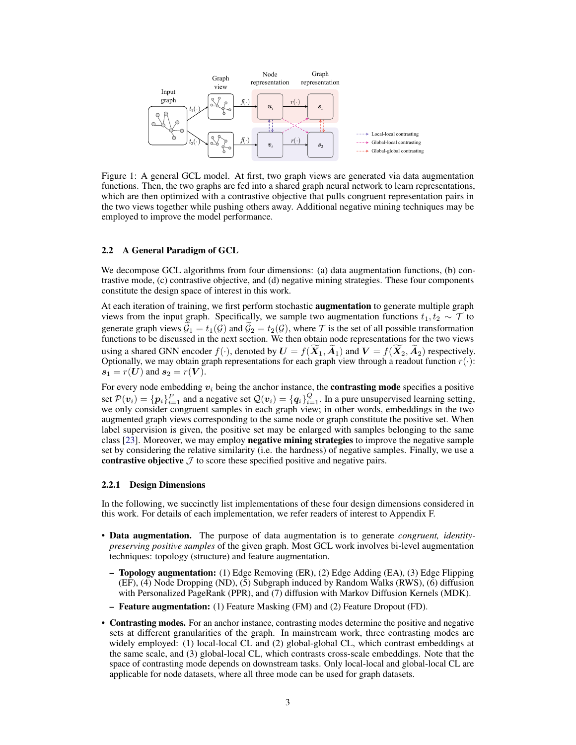Figure 1: A general GCL model. At first, two graph views are generated via data augmentation functions. Then, the two graphs are fed into a shared graph neural network to learn representations, which are then optimized with a contrastive objective that pulls congruent representation pairs in the two views together while pushing others away. Additional negative mining techniques may be employed to improve the model performance.

### 2.2 A General Paradigm of GCL

We decompose GCL algorithms from four dimensions: (a) data augmentation functions, (b) contrastive mode, (c) contrastive objective, and (d) negative mining strategies. These four components constitute the design space of interest in this work.

At each iteration of training, we first perform stochastic **augmentation** to generate multiple graph views from the input graph. Specifically, we sample two augmentation functions $t_1, t_2 \sim \mathcal{T}$ to generate graph views $\widetilde{\mathcal{G}}_1 = t_1(\mathcal{G})$ and $\widetilde{\mathcal{G}}_2 = t_2(\mathcal{G})$, where $\mathcal{T}$ is the set of all possible transformation functions to be discussed in the next section. We then obtain node representations for the two views using a shared GNN encoder $f(\cdot)$, denoted by $\boldsymbol{U} = f(\widetilde{\boldsymbol{X}}_1, \widetilde{\boldsymbol{A}}_1)$ and $\boldsymbol{V} = f(\widetilde{\boldsymbol{X}}_2, \widetilde{\boldsymbol{A}}_2)$ respectively. Optionally, we may obtain graph representations for each graph view through a readout function $r(\cdot)$: $\boldsymbol{s}_1 = r(\boldsymbol{U})$ and $\boldsymbol{s}_2 = r(\boldsymbol{V})$.

For every node embedding $\boldsymbol{v}_i$ being the anchor instance, the **contrasting mode** specifies a positive set $\mathcal{P}(\boldsymbol{v}_i) = \{\boldsymbol{p}_i\}_{i=1}^{P}$ and a negative set $\mathcal{Q}(\boldsymbol{v}_i) = \{\boldsymbol{q}_i\}_{i=1}^{Q}$. In a pure unsupervised learning setting, we only consider congruent samples in each graph view; in other words, embeddings in the two augmented graph views corresponding to the same node or graph constitute the positive set. When label supervision is given, the positive set may be enlarged with samples belonging to the same class [23]. Moreover, we may employ **negative mining strategies** to improve the negative sample set by considering the relative similarity (i.e. the hardness) of negative samples. Finally, we use a **contrastive objective** $\mathcal{J}$ to score these specified positive and negative pairs.

#### 2.2.1 Design Dimensions

In the following, we succinctly list implementations of these four design dimensions considered in this work. For details of each implementation, we refer readers of interest to Appendix F.

- **Data augmentation.** The purpose of data augmentation is to generate *congruent, identity-preserving positive samples* of the given graph. Most GCL work involves bi-level augmentation techniques: topology (structure) and feature augmentation.
  - **Topology augmentation:** (1) Edge Removing (ER), (2) Edge Adding (EA), (3) Edge Flipping (EF), (4) Node Dropping (ND), (5) Subgraph induced by Random Walks (RWS), (6) diffusion with Personalized PageRank (PPR), and (7) diffusion with Markov Diffusion Kernels (MDK).
  - **Feature augmentation:** (1) Feature Masking (FM) and (2) Feature Dropout (FD).
- **Contrasting modes.** For an anchor instance, contrasting modes determine the positive and negative sets at different granularities of the graph. In mainstream work, three contrasting modes are widely employed: (1) local-local CL and (2) global-global CL, which contrast embeddings at the same scale, and (3) global-local CL, which contrasts cross-scale embeddings. Note that the space of contrasting mode depends on downstream tasks. Only local-local and global-local CL are applicable for node datasets, where all three mode can be used for graph datasets.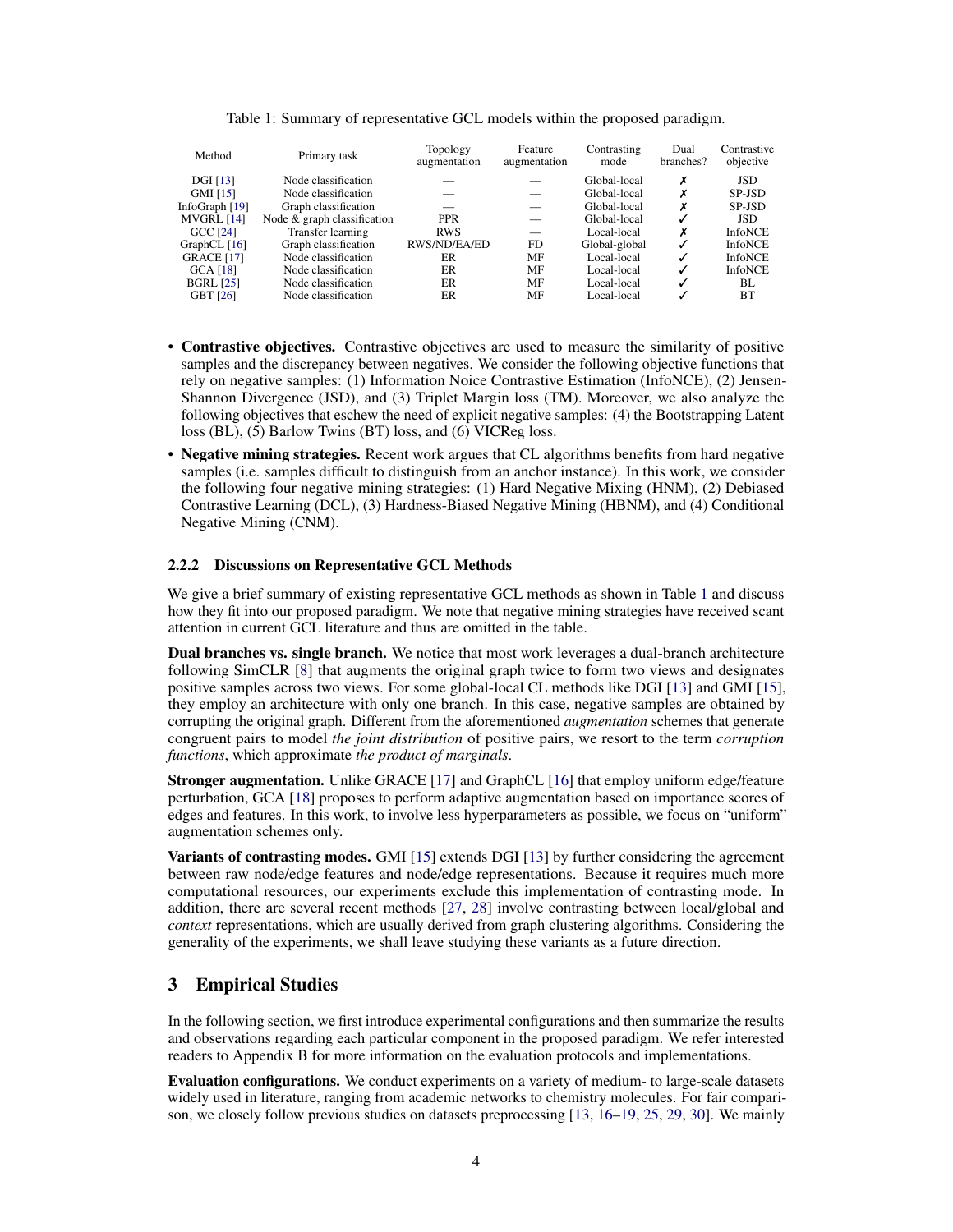Table 1: Summary of representative GCL models within the proposed paradigm.

| Method | Primary task | Topology augmentation | Feature augmentation | Contrasting mode | Dual branches? | Contrastive objective |
|---|---|---|---|---|---|---|
| DGI [13] | Node classification | — | — | Global-local | ✗ | JSD |
| GMI [15] | Node classification | — | — | Global-local | ✗ | SP-JSD |
| InfoGraph [19] | Graph classification | — | — | Global-local | ✗ | SP-JSD |
| MVGRL [14] | Node & graph classification | PPR | — | Global-local | ✓ | JSD |
| GCC [24] | Transfer learning | RWS | — | Local-local | ✗ | InfoNCE |
| GraphCL [16] | Graph classification | RWS/ND/EA/ED | FD | Global-global | ✓ | InfoNCE |
| GRACE [17] | Node classification | ER | MF | Local-local | ✓ | InfoNCE |
| GCA [18] | Node classification | ER | MF | Local-local | ✓ | InfoNCE |
| BGRL [25] | Node classification | ER | MF | Local-local | ✓ | BL |
| GBT [26] | Node classification | ER | MF | Local-local | ✓ | BT |

- **Contrastive objectives.** Contrastive objectives are used to measure the similarity of positive samples and the discrepancy between negatives. We consider the following objective functions that rely on negative samples: (1) Information Noice Contrastive Estimation (InfoNCE), (2) Jensen-Shannon Divergence (JSD), and (3) Triplet Margin loss (TM). Moreover, we also analyze the following objectives that eschew the need of explicit negative samples: (4) the Bootstrapping Latent loss (BL), (5) Barlow Twins (BT) loss, and (6) VICReg loss.
- **Negative mining strategies.** Recent work argues that CL algorithms benefits from hard negative samples (i.e. samples difficult to distinguish from an anchor instance). In this work, we consider the following four negative mining strategies: (1) Hard Negative Mixing (HNM), (2) Debiased Contrastive Learning (DCL), (3) Hardness-Biased Negative Mining (HBNM), and (4) Conditional Negative Mining (CNM).

#### 2.2.2 Discussions on Representative GCL Methods

We give a brief summary of existing representative GCL methods as shown in Table 1 and discuss how they fit into our proposed paradigm. We note that negative mining strategies have received scant attention in current GCL literature and thus are omitted in the table.

**Dual branches vs. single branch.** We notice that most work leverages a dual-branch architecture following SimCLR [8] that augments the original graph twice to form two views and designates positive samples across two views. For some global-local CL methods like DGI [13] and GMI [15], they employ an architecture with only one branch. In this case, negative samples are obtained by corrupting the original graph. Different from the aforementioned *augmentation* schemes that generate congruent pairs to model *the joint distribution* of positive pairs, we resort to the term *corruption functions*, which approximate *the product of marginals*.

**Stronger augmentation.** Unlike GRACE [17] and GraphCL [16] that employ uniform edge/feature perturbation, GCA [18] proposes to perform adaptive augmentation based on importance scores of edges and features. In this work, to involve less hyperparameters as possible, we focus on "uniform" augmentation schemes only.

**Variants of contrasting modes.** GMI [15] extends DGI [13] by further considering the agreement between raw node/edge features and node/edge representations. Because it requires much more computational resources, our experiments exclude this implementation of contrasting mode. In addition, there are several recent methods [27, 28] involve contrasting between local/global and *context* representations, which are usually derived from graph clustering algorithms. Considering the generality of the experiments, we shall leave studying these variants as a future direction.

## 3 Empirical Studies

In the following section, we first introduce experimental configurations and then summarize the results and observations regarding each particular component in the proposed paradigm. We refer interested readers to Appendix B for more information on the evaluation protocols and implementations.

**Evaluation configurations.** We conduct experiments on a variety of medium- to large-scale datasets widely used in literature, ranging from academic networks to chemistry molecules. For fair comparison, we closely follow previous studies on datasets preprocessing [13, 16–19, 25, 29, 30]. We mainly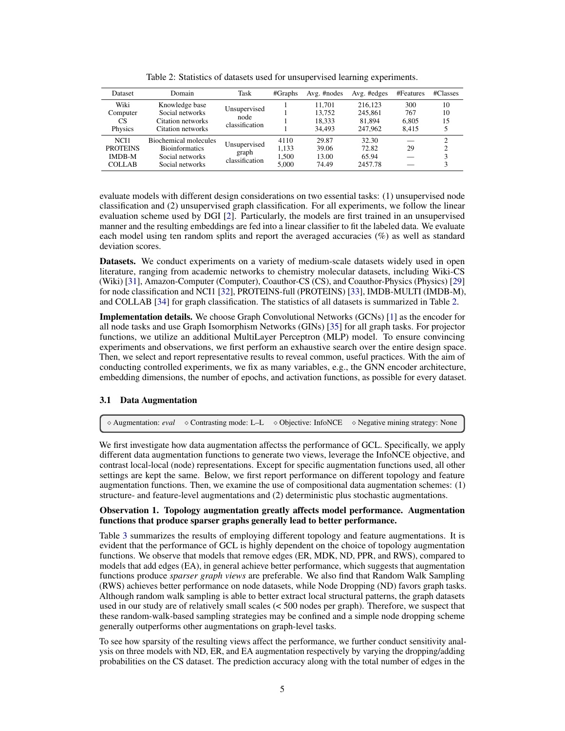Table 2: Statistics of datasets used for unsupervised learning experiments.

| Dataset | Domain | Task | #Graphs | Avg. #nodes | Avg. #edges | #Features | #Classes |
|---|---|---|---|---|---|---|---|
| Wiki | Knowledge base | Unsupervised node classification | 1 | 11,701 | 216,123 | 300 | 10 |
| Computer | Social networks | | 1 | 13,752 | 245,861 | 767 | 10 |
| CS | Citation networks | | 1 | 18,333 | 81,894 | 6,805 | 15 |
| Physics | Citation networks | | 1 | 34,493 | 247,962 | 8,415 | 5 |
| NCI1 | Biochemical molecules | Unsupervised graph classification | 4110 | 29.87 | 32.30 | — | 2 |
| PROTEINS | Bioinformatics | | 1,133 | 39.06 | 72.82 | 29 | 2 |
| IMDB-M | Social networks | | 1,500 | 13.00 | 65.94 | — | 3 |
| COLLAB | Social networks | | 5,000 | 74.49 | 2457.78 | — | 3 |

evaluate models with different design considerations on two essential tasks: (1) unsupervised node classification and (2) unsupervised graph classification. For all experiments, we follow the linear evaluation scheme used by DGI [2]. Particularly, the models are first trained in an unsupervised manner and the resulting embeddings are fed into a linear classifier to fit the labeled data. We evaluate each model using ten random splits and report the averaged accuracies (%) as well as standard deviation scores.

**Datasets.** We conduct experiments on a variety of medium-scale datasets widely used in open literature, ranging from academic networks to chemistry molecular datasets, including Wiki-CS (Wiki) [31], Amazon-Computer (Computer), Coauthor-CS (CS), and Coauthor-Physics (Physics) [29] for node classification and NCI1 [32], PROTEINS-full (PROTEINS) [33], IMDB-MULTI (IMDB-M), and COLLAB [34] for graph classification. The statistics of all datasets is summarized in Table 2.

**Implementation details.** We choose Graph Convolutional Networks (GCNs) [1] as the encoder for all node tasks and use Graph Isomorphism Networks (GINs) [35] for all graph tasks. For projector functions, we utilize an additional MultiLayer Perceptron (MLP) model. To ensure convincing experiments and observations, we first perform an exhaustive search over the entire design space. Then, we select and report representative results to reveal common, useful practices. With the aim of conducting controlled experiments, we fix as many variables, e.g., the GNN encoder architecture, embedding dimensions, the number of epochs, and activation functions, as possible for every dataset.

### 3.1 Data Augmentation

◇ Augmentation: *eval* ◇ Contrasting mode: L–L ◇ Objective: InfoNCE ◇ Negative mining strategy: None

We first investigate how data augmentation affectss the performance of GCL. Specifically, we apply different data augmentation functions to generate two views, leverage the InfoNCE objective, and contrast local-local (node) representations. Except for specific augmentation functions used, all other settings are kept the same. Below, we first report performance on different topology and feature augmentation functions. Then, we examine the use of compositional data augmentation schemes: (1) structure- and feature-level augmentations and (2) deterministic plus stochastic augmentations.

**Observation 1. Topology augmentation greatly affects model performance. Augmentation functions that produce sparser graphs generally lead to better performance.**

Table 3 summarizes the results of employing different topology and feature augmentations. It is evident that the performance of GCL is highly dependent on the choice of topology augmentation functions. We observe that models that remove edges (ER, MDK, ND, PPR, and RWS), compared to models that add edges (EA), in general achieve better performance, which suggests that augmentation functions produce *sparser graph views* are preferable. We also find that Random Walk Sampling (RWS) achieves better performance on node datasets, while Node Dropping (ND) favors graph tasks. Although random walk sampling is able to better extract local structural patterns, the graph datasets used in our study are of relatively small scales (< 500 nodes per graph). Therefore, we suspect that these random-walk-based sampling strategies may be confined and a simple node dropping scheme generally outperforms other augmentations on graph-level tasks.

To see how sparsity of the resulting views affect the performance, we further conduct sensitivity analysis on three models with ND, ER, and EA augmentation respectively by varying the dropping/adding probabilities on the CS dataset. The prediction accuracy along with the total number of edges in the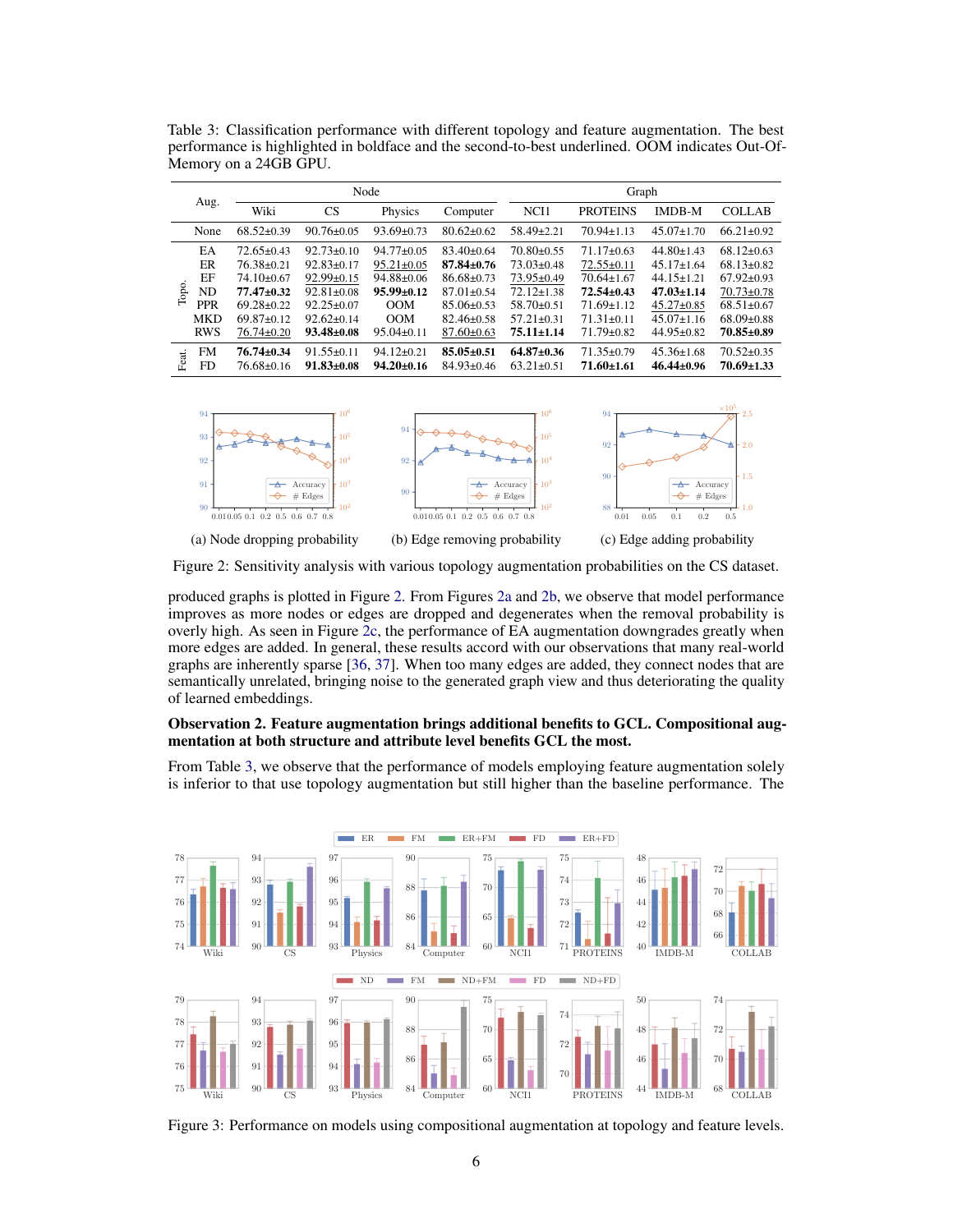Table 3: Classification performance with different topology and feature augmentation. The best performance is highlighted in boldface and the second-to-best underlined. OOM indicates Out-Of-Memory on a 24GB GPU.

| | Aug. | Node | | | | Graph | | | |
|---|---|---|---|---|---|---|---|---|---|
| | | Wiki | CS | Physics | Computer | NCI1 | PROTEINS | IMDB-M | COLLAB |
| | None | 68.52±0.39 | 90.76±0.05 | 93.69±0.73 | 80.62±0.62 | 58.49±2.21 | 70.94±1.13 | 45.07±1.70 | 66.21±0.92 |
| Topo. | EA | 72.65±0.43 | 92.73±0.10 | 94.77±0.05 | 83.40±0.64 | 70.80±0.55 | 71.17±0.63 | 44.80±1.43 | 68.12±0.63 |
| | ER | 76.38±0.21 | 92.83±0.17 | <u>95.21±0.05</u> | **87.84±0.76** | 73.03±0.48 | <u>72.55±0.11</u> | 45.17±1.64 | 68.13±0.82 |
| | EF | 74.10±0.67 | <u>92.99±0.15</u> | 94.88±0.06 | 86.68±0.73 | <u>73.95±0.49</u> | 70.64±1.67 | 44.15±1.21 | 67.92±0.93 |
| | ND | **77.47±0.32** | 92.81±0.08 | **95.99±0.12** | 87.01±0.54 | 72.12±1.38 | **72.54±0.43** | **47.03±1.14** | <u>70.73±0.78</u> |
| | PPR | 69.28±0.22 | 92.25±0.07 | OOM | 85.06±0.53 | 58.70±0.51 | 71.69±1.12 | <u>45.27±0.85</u> | 68.51±0.67 |
| | MKD | 69.87±0.12 | 92.62±0.14 | OOM | 82.46±0.58 | 57.21±0.31 | 71.31±0.11 | 45.07±1.16 | 68.09±0.88 |
| | RWS | <u>76.74±0.20</u> | **93.48±0.08** | 95.04±0.11 | <u>87.60±0.63</u> | **75.11±1.14** | 71.79±0.82 | 44.95±0.82 | **70.85±0.89** |
| Feat. | FM | **76.74±0.34** | 91.55±0.11 | 94.12±0.21 | **85.05±0.51** | **64.87±0.36** | 71.35±0.79 | 45.36±1.68 | 70.52±0.35 |
| | FD | 76.68±0.16 | **91.83±0.08** | **94.20±0.16** | 84.93±0.46 | 63.21±0.51 | **71.60±1.61** | **46.44±0.96** | **70.69±1.33** |

(a) Node dropping probability (b) Edge removing probability (c) Edge adding probability

Figure 2: Sensitivity analysis with various topology augmentation probabilities on the CS dataset.

produced graphs is plotted in Figure 2. From Figures 2a and 2b, we observe that model performance improves as more nodes or edges are dropped and degenerates when the removal probability is overly high. As seen in Figure 2c, the performance of EA augmentation downgrades greatly when more edges are added. In general, these results accord with our observations that many real-world graphs are inherently sparse [36, 37]. When too many edges are added, they connect nodes that are semantically unrelated, bringing noise to the generated graph view and thus deteriorating the quality of learned embeddings.

**Observation 2. Feature augmentation brings additional benefits to GCL. Compositional augmentation at both structure and attribute level benefits GCL the most.**

From Table 3, we observe that the performance of models employing feature augmentation solely is inferior to that use topology augmentation but still higher than the baseline performance. The

Figure 3: Performance on models using compositional augmentation at topology and feature levels.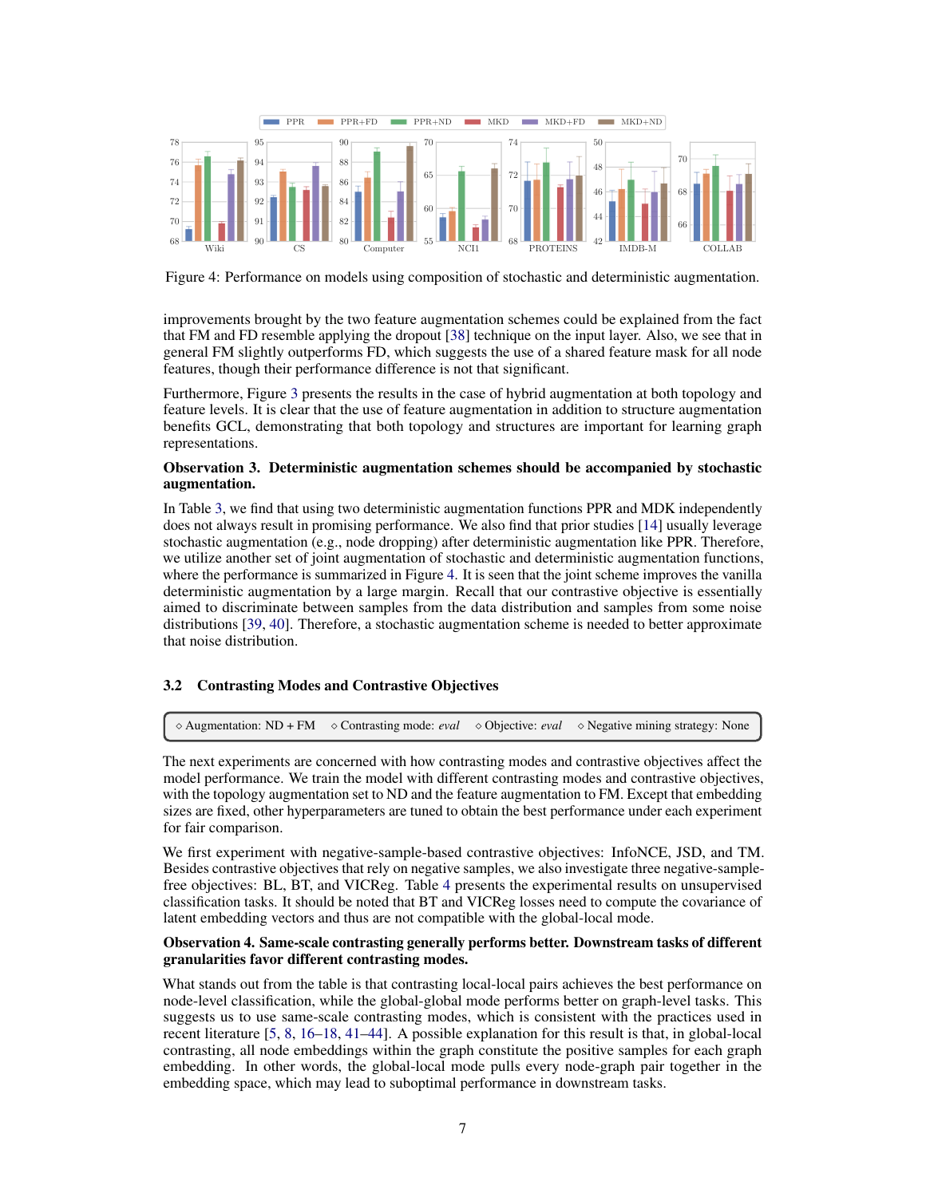Figure 4: Performance on models using composition of stochastic and deterministic augmentation.

improvements brought by the two feature augmentation schemes could be explained from the fact that FM and FD resemble applying the dropout [38] technique on the input layer. Also, we see that in general FM slightly outperforms FD, which suggests the use of a shared feature mask for all node features, though their performance difference is not that significant.

Furthermore, Figure 3 presents the results in the case of hybrid augmentation at both topology and feature levels. It is clear that the use of feature augmentation in addition to structure augmentation benefits GCL, demonstrating that both topology and structures are important for learning graph representations.

**Observation 3. Deterministic augmentation schemes should be accompanied by stochastic augmentation.**

In Table 3, we find that using two deterministic augmentation functions PPR and MDK independently does not always result in promising performance. We also find that prior studies [14] usually leverage stochastic augmentation (e.g., node dropping) after deterministic augmentation like PPR. Therefore, we utilize another set of joint augmentation of stochastic and deterministic augmentation functions, where the performance is summarized in Figure 4. It is seen that the joint scheme improves the vanilla deterministic augmentation by a large margin. Recall that our contrastive objective is essentially aimed to discriminate between samples from the data distribution and samples from some noise distributions [39, 40]. Therefore, a stochastic augmentation scheme is needed to better approximate that noise distribution.

### 3.2 Contrasting Modes and Contrastive Objectives

◇ Augmentation: ND + FM  ◇ Contrasting mode: *eval*  ◇ Objective: *eval*  ◇ Negative mining strategy: None

The next experiments are concerned with how contrasting modes and contrastive objectives affect the model performance. We train the model with different contrasting modes and contrastive objectives, with the topology augmentation set to ND and the feature augmentation to FM. Except that embedding sizes are fixed, other hyperparameters are tuned to obtain the best performance under each experiment for fair comparison.

We first experiment with negative-sample-based contrastive objectives: InfoNCE, JSD, and TM. Besides contrastive objectives that rely on negative samples, we also investigate three negative-sample-free objectives: BL, BT, and VICReg. Table 4 presents the experimental results on unsupervised classification tasks. It should be noted that BT and VICReg losses need to compute the covariance of latent embedding vectors and thus are not compatible with the global-local mode.

**Observation 4. Same-scale contrasting generally performs better. Downstream tasks of different granularities favor different contrasting modes.**

What stands out from the table is that contrasting local-local pairs achieves the best performance on node-level classification, while the global-global mode performs better on graph-level tasks. This suggests us to use same-scale contrasting modes, which is consistent with the practices used in recent literature [5, 8, 16–18, 41–44]. A possible explanation for this result is that, in global-local contrasting, all node embeddings within the graph constitute the positive samples for each graph embedding. In other words, the global-local mode pulls every node-graph pair together in the embedding space, which may lead to suboptimal performance in downstream tasks.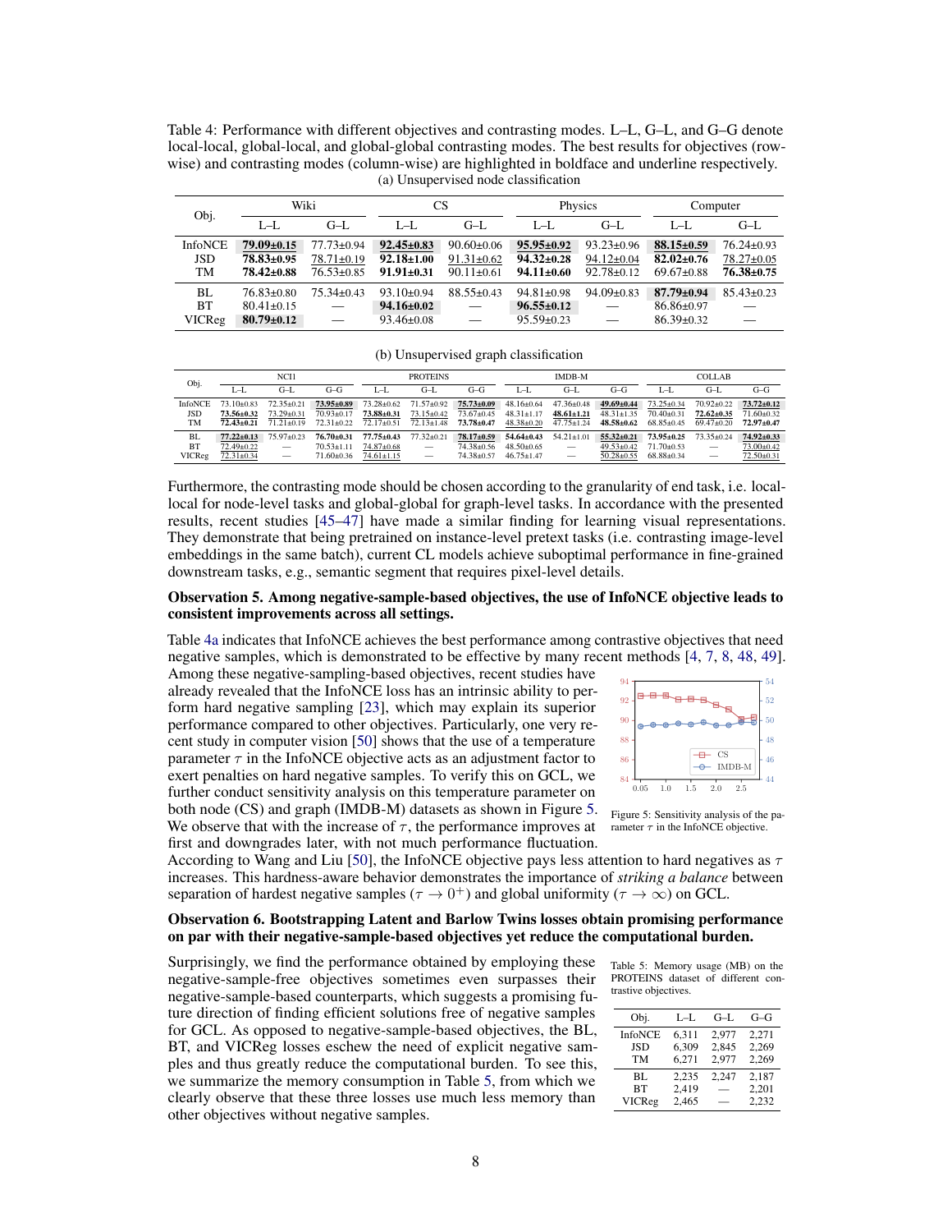Table 4: Performance with different objectives and contrasting modes. L–L, G–L, and G–G denote local-local, global-local, and global-global contrasting modes. The best results for objectives (row-wise) and contrasting modes (column-wise) are highlighted in boldface and underline respectively.

(a) Unsupervised node classification

| Obj. | Wiki | | CS | | Physics | | Computer | |
|---|---|---|---|---|---|---|---|---|
| | L–L | G–L | L–L | G–L | L–L | G–L | L–L | G–L |
| InfoNCE | **79.09±0.15** | 77.73±0.94 | **92.45±0.83** | 90.60±0.06 | **95.95±0.92** | 93.23±0.96 | **88.15±0.59** | 76.24±0.93 |
| JSD | **78.83±0.95** | 78.71±0.19 | **92.18±1.00** | 91.31±0.62 | **94.32±0.28** | 94.12±0.04 | **82.02±0.76** | 78.27±0.05 |
| TM | **78.42±0.88** | 76.53±0.85 | **91.91±0.31** | 90.11±0.61 | **94.11±0.60** | 92.78±0.12 | 69.67±0.88 | **76.38±0.75** |
| BL | 76.83±0.80 | 75.34±0.43 | 93.10±0.94 | 88.55±0.43 | 94.81±0.98 | 94.09±0.83 | **87.79±0.94** | 85.43±0.23 |
| BT | 80.41±0.15 | — | **94.16±0.02** | — | **96.55±0.12** | — | 86.86±0.97 | — |
| VICReg | **80.79±0.12** | — | 93.46±0.08 | — | 95.59±0.23 | — | 86.39±0.32 | — |

(b) Unsupervised graph classification

| Obj. | NCI1 | | | PROTEINS | | | IMDB-M | | | COLLAB | | |
|---|---|---|---|---|---|---|---|---|---|---|---|---|
| | L–L | G–L | G–G | L–L | G–L | G–G | L–L | G–L | G–G | L–L | G–L | G–G |
| InfoNCE | 73.10±0.83 | 72.35±0.21 | **73.95±0.89** | 73.28±0.62 | 71.57±0.92 | **75.73±0.09** | 48.16±0.64 | 47.36±0.48 | **49.69±0.44** | 73.25±0.34 | 70.92±0.22 | **73.72±0.12** |
| JSD | **73.56±0.32** | 73.29±0.31 | 70.93±0.17 | **73.88±0.31** | 73.15±0.42 | 73.67±0.45 | 48.31±1.17 | **48.61±1.21** | 48.31±1.35 | 70.40±0.31 | **72.62±0.35** | 71.60±0.32 |
| TM | **72.43±0.21** | 71.21±0.19 | 72.31±0.22 | 72.17±0.51 | 72.13±1.48 | **73.78±0.47** | 48.38±0.20 | 47.75±1.24 | **48.58±0.62** | 68.85±0.45 | 69.47±0.20 | **72.97±0.47** |
| BL | **77.22±0.13** | 75.97±0.23 | 76.70±0.31 | **77.75±0.43** | 77.32±0.21 | **78.17±0.59** | **54.64±0.43** | 54.21±1.01 | **55.32±0.21** | **73.95±0.25** | 73.35±0.24 | **74.92±0.33** |
| BT | 72.49±0.22 | — | 70.53±1.11 | 74.87±0.68 | — | 74.38±0.56 | 48.50±0.65 | — | 49.53±0.42 | 71.70±0.53 | — | 73.00±0.42 |
| VICReg | 72.31±0.34 | — | 71.60±0.36 | 74.61±1.15 | — | 74.38±0.57 | 46.75±1.47 | — | 50.28±0.55 | 68.88±0.34 | — | 72.50±0.31 |

Furthermore, the contrasting mode should be chosen according to the granularity of end task, i.e. local-local for node-level tasks and global-global for graph-level tasks. In accordance with the presented results, recent studies [45–47] have made a similar finding for learning visual representations. They demonstrate that being pretrained on instance-level pretext tasks (i.e. contrasting image-level embeddings in the same batch), current CL models achieve suboptimal performance in fine-grained downstream tasks, e.g., semantic segment that requires pixel-level details.

**Observation 5. Among negative-sample-based objectives, the use of InfoNCE objective leads to consistent improvements across all settings.**

Table 4a indicates that InfoNCE achieves the best performance among contrastive objectives that need negative samples, which is demonstrated to be effective by many recent methods [4, 7, 8, 48, 49]. Among these negative-sample-based objectives, recent studies have already revealed that the InfoNCE loss has an intrinsic ability to perform hard negative sampling [23], which may explain its superior performance compared to other objectives. Particularly, one very recent study in computer vision [50] shows that the use of a temperature parameter $\tau$ in the InfoNCE objective acts as an adjustment factor to exert penalties on hard negative samples. To verify this on GCL, we further conduct sensitivity analysis on this temperature parameter on both node (CS) and graph (IMDB-M) datasets as shown in Figure 5. We observe that with the increase of $\tau$, the performance improves at first and downgrades later, with not much performance fluctuation. According to Wang and Liu [50], the InfoNCE objective pays less attention to hard negatives as $\tau$ increases. This hardness-aware behavior demonstrates the importance of *striking a balance* between separation of hardest negative samples ($\tau \to 0^+$) and global uniformity ($\tau \to \infty$) on GCL.

Figure 5: Sensitivity analysis of the parameter $\tau$ in the InfoNCE objective.

**Observation 6. Bootstrapping Latent and Barlow Twins losses obtain promising performance on par with their negative-sample-based objectives yet reduce the computational burden.**

Surprisingly, we find the performance obtained by employing these negative-sample-free objectives sometimes even surpasses their negative-sample-based counterparts, which suggests a promising future direction of finding efficient solutions free of negative samples for GCL. As opposed to negative-sample-based objectives, the BL, BT, and VICReg losses eschew the need of explicit negative samples and thus greatly reduce the computational burden. To see this, we summarize the memory consumption in Table 5, from which we clearly observe that these three losses use much less memory than other objectives without negative samples.

Table 5: Memory usage (MB) on the PROTEINS dataset of different contrastive objectives.

| Obj. | L–L | G–L | G–G |
|---|---|---|---|
| InfoNCE | 6,311 | 2,977 | 2,271 |
| JSD | 6,309 | 2,845 | 2,269 |
| TM | 6,271 | 2,977 | 2,269 |
| BL | 2,235 | 2,247 | 2,187 |
| BT | 2,419 | — | 2,201 |
| VICReg | 2,465 | — | 2,232 |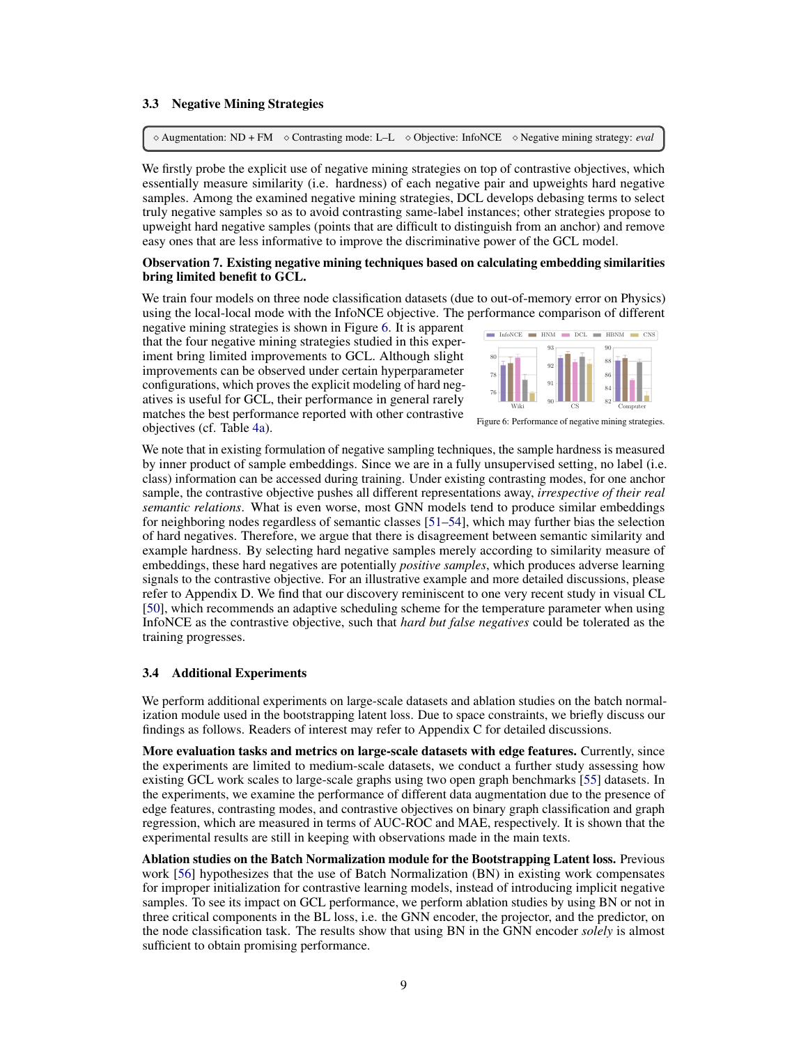### 3.3 Negative Mining Strategies

◇ Augmentation: ND + FM ◇ Contrasting mode: L–L ◇ Objective: InfoNCE ◇ Negative mining strategy: *eval*

We firstly probe the explicit use of negative mining strategies on top of contrastive objectives, which essentially measure similarity (i.e. hardness) of each negative pair and upweights hard negative samples. Among the examined negative mining strategies, DCL develops debasing terms to select truly negative samples so as to avoid contrasting same-label instances; other strategies propose to upweight hard negative samples (points that are difficult to distinguish from an anchor) and remove easy ones that are less informative to improve the discriminative power of the GCL model.

**Observation 7. Existing negative mining techniques based on calculating embedding similarities bring limited benefit to GCL.**

We train four models on three node classification datasets (due to out-of-memory error on Physics) using the local-local mode with the InfoNCE objective. The performance comparison of different negative mining strategies is shown in Figure 6. It is apparent that the four negative mining strategies studied in this experiment bring limited improvements to GCL. Although slight improvements can be observed under certain hyperparameter configurations, which proves the explicit modeling of hard negatives is useful for GCL, their performance in general rarely matches the best performance reported with other contrastive objectives (cf. Table 4a).

Figure 6: Performance of negative mining strategies.

We note that in existing formulation of negative sampling techniques, the sample hardness is measured by inner product of sample embeddings. Since we are in a fully unsupervised setting, no label (i.e. class) information can be accessed during training. Under existing contrasting modes, for one anchor sample, the contrastive objective pushes all different representations away, *irrespective of their real semantic relations*. What is even worse, most GNN models tend to produce similar embeddings for neighboring nodes regardless of semantic classes [51–54], which may further bias the selection of hard negatives. Therefore, we argue that there is disagreement between semantic similarity and example hardness. By selecting hard negative samples merely according to similarity measure of embeddings, these hard negatives are potentially *positive samples*, which produces adverse learning signals to the contrastive objective. For an illustrative example and more detailed discussions, please refer to Appendix D. We find that our discovery reminiscent to one very recent study in visual CL [50], which recommends an adaptive scheduling scheme for the temperature parameter when using InfoNCE as the contrastive objective, such that *hard but false negatives* could be tolerated as the training progresses.

### 3.4 Additional Experiments

We perform additional experiments on large-scale datasets and ablation studies on the batch normalization module used in the bootstrapping latent loss. Due to space constraints, we briefly discuss our findings as follows. Readers of interest may refer to Appendix C for detailed discussions.

**More evaluation tasks and metrics on large-scale datasets with edge features.** Currently, since the experiments are limited to medium-scale datasets, we conduct a further study assessing how existing GCL work scales to large-scale graphs using two open graph benchmarks [55] datasets. In the experiments, we examine the performance of different data augmentation due to the presence of edge features, contrasting modes, and contrastive objectives on binary graph classification and graph regression, which are measured in terms of AUC-ROC and MAE, respectively. It is shown that the experimental results are still in keeping with observations made in the main texts.

**Ablation studies on the Batch Normalization module for the Bootstrapping Latent loss.** Previous work [56] hypothesizes that the use of Batch Normalization (BN) in existing work compensates for improper initialization for contrastive learning models, instead of introducing implicit negative samples. To see its impact on GCL performance, we perform ablation studies by using BN or not in three critical components in the BL loss, i.e. the GNN encoder, the projector, and the predictor, on the node classification task. The results show that using BN in the GNN encoder *solely* is almost sufficient to obtain promising performance.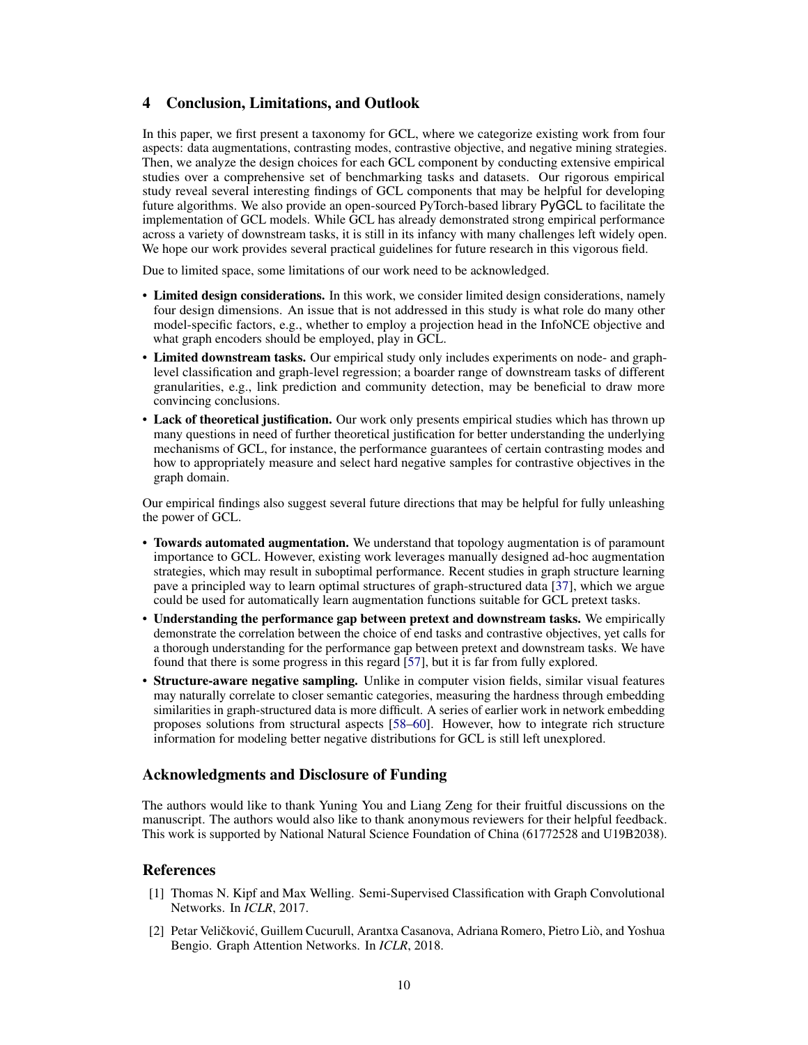## 4 Conclusion, Limitations, and Outlook

In this paper, we first present a taxonomy for GCL, where we categorize existing work from four aspects: data augmentations, contrasting modes, contrastive objective, and negative mining strategies. Then, we analyze the design choices for each GCL component by conducting extensive empirical studies over a comprehensive set of benchmarking tasks and datasets. Our rigorous empirical study reveal several interesting findings of GCL components that may be helpful for developing future algorithms. We also provide an open-sourced PyTorch-based library PyGCL to facilitate the implementation of GCL models. While GCL has already demonstrated strong empirical performance across a variety of downstream tasks, it is still in its infancy with many challenges left widely open. We hope our work provides several practical guidelines for future research in this vigorous field.

Due to limited space, some limitations of our work need to be acknowledged.

- **Limited design considerations.** In this work, we consider limited design considerations, namely four design dimensions. An issue that is not addressed in this study is what role do many other model-specific factors, e.g., whether to employ a projection head in the InfoNCE objective and what graph encoders should be employed, play in GCL.
- **Limited downstream tasks.** Our empirical study only includes experiments on node- and graph-level classification and graph-level regression; a boarder range of downstream tasks of different granularities, e.g., link prediction and community detection, may be beneficial to draw more convincing conclusions.
- **Lack of theoretical justification.** Our work only presents empirical studies which has thrown up many questions in need of further theoretical justification for better understanding the underlying mechanisms of GCL, for instance, the performance guarantees of certain contrasting modes and how to appropriately measure and select hard negative samples for contrastive objectives in the graph domain.

Our empirical findings also suggest several future directions that may be helpful for fully unleashing the power of GCL.

- **Towards automated augmentation.** We understand that topology augmentation is of paramount importance to GCL. However, existing work leverages manually designed ad-hoc augmentation strategies, which may result in suboptimal performance. Recent studies in graph structure learning pave a principled way to learn optimal structures of graph-structured data [37], which we argue could be used for automatically learn augmentation functions suitable for GCL pretext tasks.
- **Understanding the performance gap between pretext and downstream tasks.** We empirically demonstrate the correlation between the choice of end tasks and contrastive objectives, yet calls for a thorough understanding for the performance gap between pretext and downstream tasks. We have found that there is some progress in this regard [57], but it is far from fully explored.
- **Structure-aware negative sampling.** Unlike in computer vision fields, similar visual features may naturally correlate to closer semantic categories, measuring the hardness through embedding similarities in graph-structured data is more difficult. A series of earlier work in network embedding proposes solutions from structural aspects [58–60]. However, how to integrate rich structure information for modeling better negative distributions for GCL is still left unexplored.

## Acknowledgments and Disclosure of Funding

The authors would like to thank Yuning You and Liang Zeng for their fruitful discussions on the manuscript. The authors would also like to thank anonymous reviewers for their helpful feedback. This work is supported by National Natural Science Foundation of China (61772528 and U19B2038).

## References

[1] Thomas N. Kipf and Max Welling. Semi-Supervised Classification with Graph Convolutional Networks. In *ICLR*, 2017.

[2] Petar Veličković, Guillem Cucurull, Arantxa Casanova, Adriana Romero, Pietro Liò, and Yoshua Bengio. Graph Attention Networks. In *ICLR*, 2018.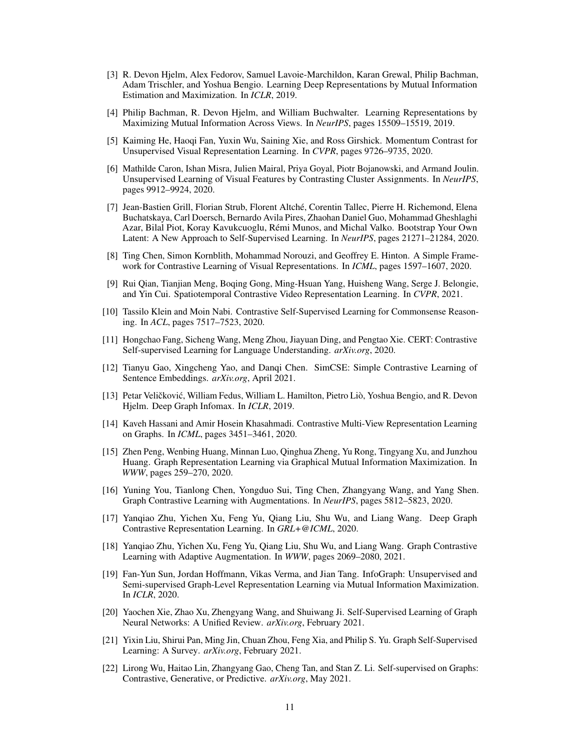[3] R. Devon Hjelm, Alex Fedorov, Samuel Lavoie-Marchildon, Karan Grewal, Philip Bachman, Adam Trischler, and Yoshua Bengio. Learning Deep Representations by Mutual Information Estimation and Maximization. In *ICLR*, 2019.

[4] Philip Bachman, R. Devon Hjelm, and William Buchwalter. Learning Representations by Maximizing Mutual Information Across Views. In *NeurIPS*, pages 15509–15519, 2019.

[5] Kaiming He, Haoqi Fan, Yuxin Wu, Saining Xie, and Ross Girshick. Momentum Contrast for Unsupervised Visual Representation Learning. In *CVPR*, pages 9726–9735, 2020.

[6] Mathilde Caron, Ishan Misra, Julien Mairal, Priya Goyal, Piotr Bojanowski, and Armand Joulin. Unsupervised Learning of Visual Features by Contrasting Cluster Assignments. In *NeurIPS*, pages 9912–9924, 2020.

[7] Jean-Bastien Grill, Florian Strub, Florent Altché, Corentin Tallec, Pierre H. Richemond, Elena Buchatskaya, Carl Doersch, Bernardo Avila Pires, Zhaohan Daniel Guo, Mohammad Gheshlaghi Azar, Bilal Piot, Koray Kavukcuoglu, Rémi Munos, and Michal Valko. Bootstrap Your Own Latent: A New Approach to Self-Supervised Learning. In *NeurIPS*, pages 21271–21284, 2020.

[8] Ting Chen, Simon Kornblith, Mohammad Norouzi, and Geoffrey E. Hinton. A Simple Framework for Contrastive Learning of Visual Representations. In *ICML*, pages 1597–1607, 2020.

[9] Rui Qian, Tianjian Meng, Boqing Gong, Ming-Hsuan Yang, Huisheng Wang, Serge J. Belongie, and Yin Cui. Spatiotemporal Contrastive Video Representation Learning. In *CVPR*, 2021.

[10] Tassilo Klein and Moin Nabi. Contrastive Self-Supervised Learning for Commonsense Reasoning. In *ACL*, pages 7517–7523, 2020.

[11] Hongchao Fang, Sicheng Wang, Meng Zhou, Jiayuan Ding, and Pengtao Xie. CERT: Contrastive Self-supervised Learning for Language Understanding. *arXiv.org*, 2020.

[12] Tianyu Gao, Xingcheng Yao, and Danqi Chen. SimCSE: Simple Contrastive Learning of Sentence Embeddings. *arXiv.org*, April 2021.

[13] Petar Veličković, William Fedus, William L. Hamilton, Pietro Liò, Yoshua Bengio, and R. Devon Hjelm. Deep Graph Infomax. In *ICLR*, 2019.

[14] Kaveh Hassani and Amir Hosein Khasahmadi. Contrastive Multi-View Representation Learning on Graphs. In *ICML*, pages 3451–3461, 2020.

[15] Zhen Peng, Wenbing Huang, Minnan Luo, Qinghua Zheng, Yu Rong, Tingyang Xu, and Junzhou Huang. Graph Representation Learning via Graphical Mutual Information Maximization. In *WWW*, pages 259–270, 2020.

[16] Yuning You, Tianlong Chen, Yongduo Sui, Ting Chen, Zhangyang Wang, and Yang Shen. Graph Contrastive Learning with Augmentations. In *NeurIPS*, pages 5812–5823, 2020.

[17] Yanqiao Zhu, Yichen Xu, Feng Yu, Qiang Liu, Shu Wu, and Liang Wang. Deep Graph Contrastive Representation Learning. In *GRL+@ICML*, 2020.

[18] Yanqiao Zhu, Yichen Xu, Feng Yu, Qiang Liu, Shu Wu, and Liang Wang. Graph Contrastive Learning with Adaptive Augmentation. In *WWW*, pages 2069–2080, 2021.

[19] Fan-Yun Sun, Jordan Hoffmann, Vikas Verma, and Jian Tang. InfoGraph: Unsupervised and Semi-supervised Graph-Level Representation Learning via Mutual Information Maximization. In *ICLR*, 2020.

[20] Yaochen Xie, Zhao Xu, Zhengyang Wang, and Shuiwang Ji. Self-Supervised Learning of Graph Neural Networks: A Unified Review. *arXiv.org*, February 2021.

[21] Yixin Liu, Shirui Pan, Ming Jin, Chuan Zhou, Feng Xia, and Philip S. Yu. Graph Self-Supervised Learning: A Survey. *arXiv.org*, February 2021.

[22] Lirong Wu, Haitao Lin, Zhangyang Gao, Cheng Tan, and Stan Z. Li. Self-supervised on Graphs: Contrastive, Generative, or Predictive. *arXiv.org*, May 2021.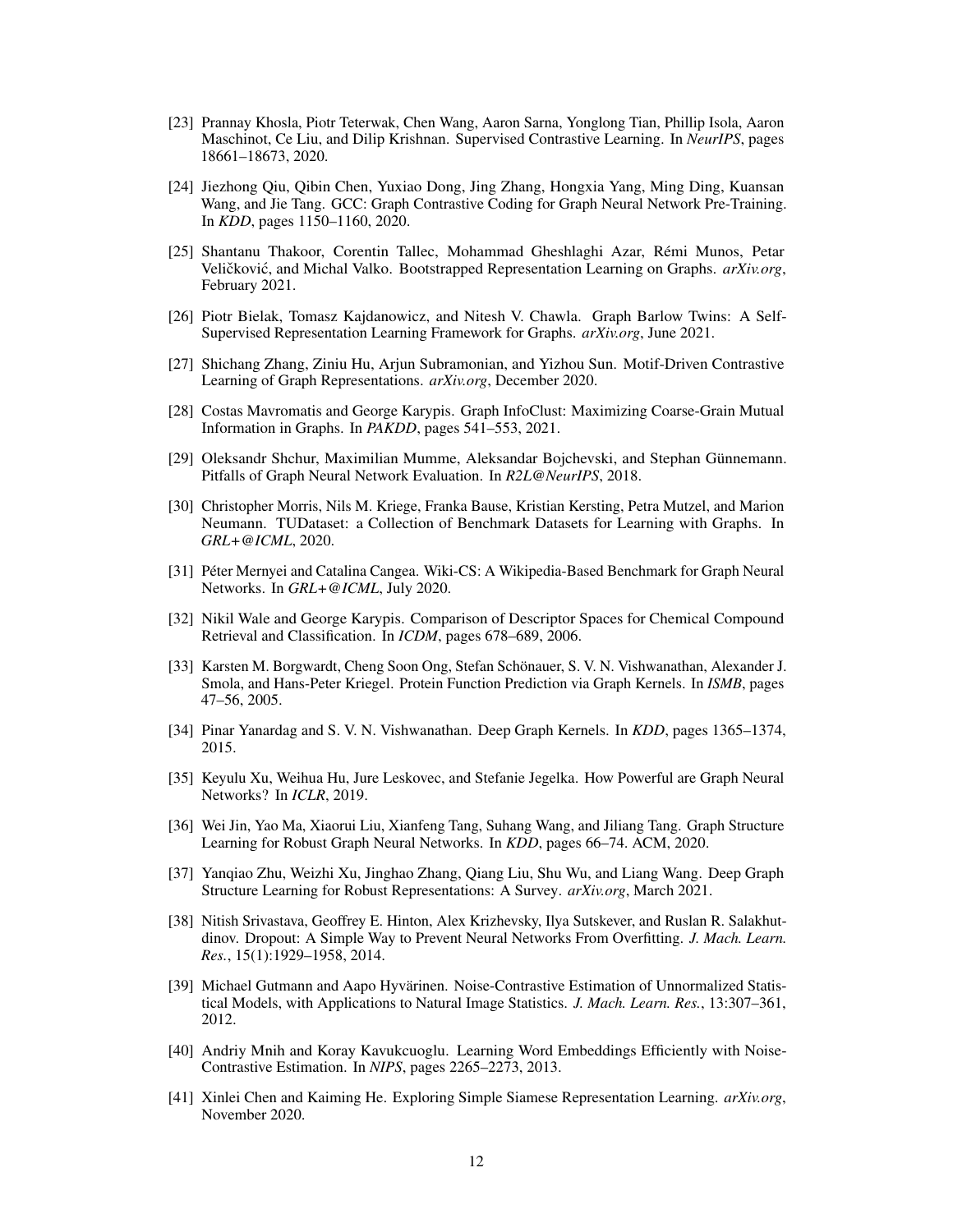[23] Prannay Khosla, Piotr Teterwak, Chen Wang, Aaron Sarna, Yonglong Tian, Phillip Isola, Aaron Maschinot, Ce Liu, and Dilip Krishnan. Supervised Contrastive Learning. In *NeurIPS*, pages 18661–18673, 2020.

[24] Jiezhong Qiu, Qibin Chen, Yuxiao Dong, Jing Zhang, Hongxia Yang, Ming Ding, Kuansan Wang, and Jie Tang. GCC: Graph Contrastive Coding for Graph Neural Network Pre-Training. In *KDD*, pages 1150–1160, 2020.

[25] Shantanu Thakoor, Corentin Tallec, Mohammad Gheshlaghi Azar, Rémi Munos, Petar Veličković, and Michal Valko. Bootstrapped Representation Learning on Graphs. *arXiv.org*, February 2021.

[26] Piotr Bielak, Tomasz Kajdanowicz, and Nitesh V. Chawla. Graph Barlow Twins: A Self-Supervised Representation Learning Framework for Graphs. *arXiv.org*, June 2021.

[27] Shichang Zhang, Ziniu Hu, Arjun Subramonian, and Yizhou Sun. Motif-Driven Contrastive Learning of Graph Representations. *arXiv.org*, December 2020.

[28] Costas Mavromatis and George Karypis. Graph InfoClust: Maximizing Coarse-Grain Mutual Information in Graphs. In *PAKDD*, pages 541–553, 2021.

[29] Oleksandr Shchur, Maximilian Mumme, Aleksandar Bojchevski, and Stephan Günnemann. Pitfalls of Graph Neural Network Evaluation. In *R2L@NeurIPS*, 2018.

[30] Christopher Morris, Nils M. Kriege, Franka Bause, Kristian Kersting, Petra Mutzel, and Marion Neumann. TUDataset: a Collection of Benchmark Datasets for Learning with Graphs. In *GRL+@ICML*, 2020.

[31] Péter Mernyei and Catalina Cangea. Wiki-CS: A Wikipedia-Based Benchmark for Graph Neural Networks. In *GRL+@ICML*, July 2020.

[32] Nikil Wale and George Karypis. Comparison of Descriptor Spaces for Chemical Compound Retrieval and Classification. In *ICDM*, pages 678–689, 2006.

[33] Karsten M. Borgwardt, Cheng Soon Ong, Stefan Schönauer, S. V. N. Vishwanathan, Alexander J. Smola, and Hans-Peter Kriegel. Protein Function Prediction via Graph Kernels. In *ISMB*, pages 47–56, 2005.

[34] Pinar Yanardag and S. V. N. Vishwanathan. Deep Graph Kernels. In *KDD*, pages 1365–1374, 2015.

[35] Keyulu Xu, Weihua Hu, Jure Leskovec, and Stefanie Jegelka. How Powerful are Graph Neural Networks? In *ICLR*, 2019.

[36] Wei Jin, Yao Ma, Xiaorui Liu, Xianfeng Tang, Suhang Wang, and Jiliang Tang. Graph Structure Learning for Robust Graph Neural Networks. In *KDD*, pages 66–74. ACM, 2020.

[37] Yanqiao Zhu, Weizhi Xu, Jinghao Zhang, Qiang Liu, Shu Wu, and Liang Wang. Deep Graph Structure Learning for Robust Representations: A Survey. *arXiv.org*, March 2021.

[38] Nitish Srivastava, Geoffrey E. Hinton, Alex Krizhevsky, Ilya Sutskever, and Ruslan R. Salakhutdinov. Dropout: A Simple Way to Prevent Neural Networks From Overfitting. *J. Mach. Learn. Res.*, 15(1):1929–1958, 2014.

[39] Michael Gutmann and Aapo Hyvärinen. Noise-Contrastive Estimation of Unnormalized Statistical Models, with Applications to Natural Image Statistics. *J. Mach. Learn. Res.*, 13:307–361, 2012.

[40] Andriy Mnih and Koray Kavukcuoglu. Learning Word Embeddings Efficiently with Noise-Contrastive Estimation. In *NIPS*, pages 2265–2273, 2013.

[41] Xinlei Chen and Kaiming He. Exploring Simple Siamese Representation Learning. *arXiv.org*, November 2020.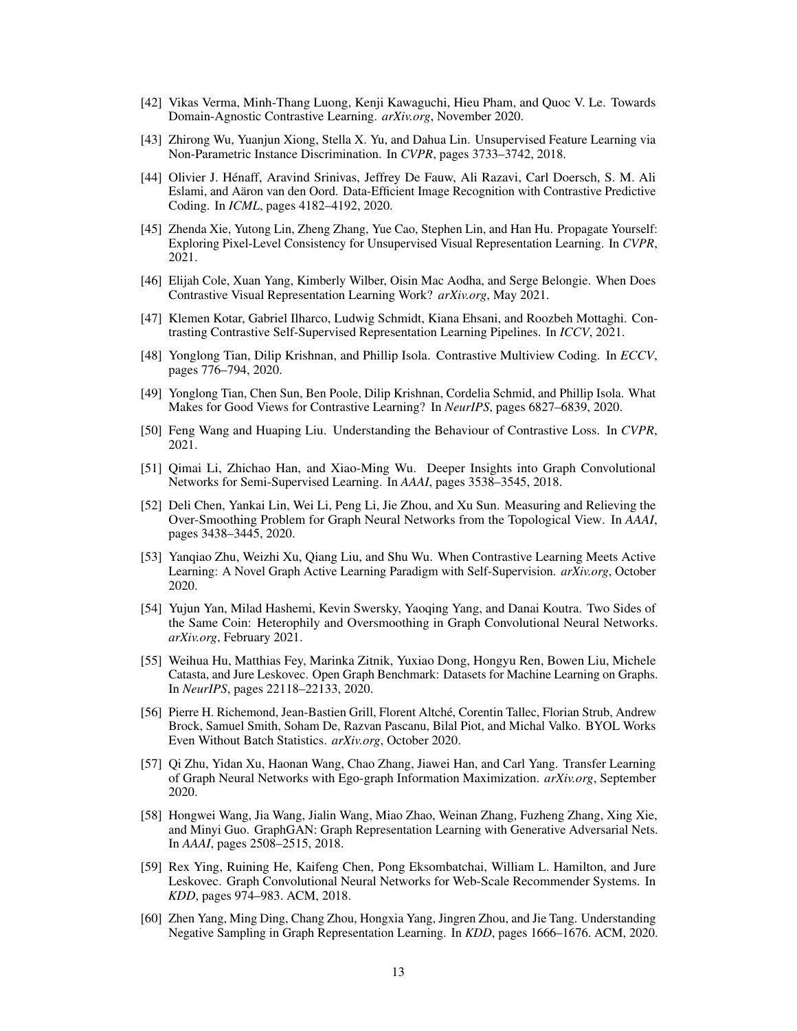[42] Vikas Verma, Minh-Thang Luong, Kenji Kawaguchi, Hieu Pham, and Quoc V. Le. Towards Domain-Agnostic Contrastive Learning. *arXiv.org*, November 2020.

[43] Zhirong Wu, Yuanjun Xiong, Stella X. Yu, and Dahua Lin. Unsupervised Feature Learning via Non-Parametric Instance Discrimination. In *CVPR*, pages 3733–3742, 2018.

[44] Olivier J. Hénaff, Aravind Srinivas, Jeffrey De Fauw, Ali Razavi, Carl Doersch, S. M. Ali Eslami, and Aäron van den Oord. Data-Efficient Image Recognition with Contrastive Predictive Coding. In *ICML*, pages 4182–4192, 2020.

[45] Zhenda Xie, Yutong Lin, Zheng Zhang, Yue Cao, Stephen Lin, and Han Hu. Propagate Yourself: Exploring Pixel-Level Consistency for Unsupervised Visual Representation Learning. In *CVPR*, 2021.

[46] Elijah Cole, Xuan Yang, Kimberly Wilber, Oisin Mac Aodha, and Serge Belongie. When Does Contrastive Visual Representation Learning Work? *arXiv.org*, May 2021.

[47] Klemen Kotar, Gabriel Ilharco, Ludwig Schmidt, Kiana Ehsani, and Roozbeh Mottaghi. Contrasting Contrastive Self-Supervised Representation Learning Pipelines. In *ICCV*, 2021.

[48] Yonglong Tian, Dilip Krishnan, and Phillip Isola. Contrastive Multiview Coding. In *ECCV*, pages 776–794, 2020.

[49] Yonglong Tian, Chen Sun, Ben Poole, Dilip Krishnan, Cordelia Schmid, and Phillip Isola. What Makes for Good Views for Contrastive Learning? In *NeurIPS*, pages 6827–6839, 2020.

[50] Feng Wang and Huaping Liu. Understanding the Behaviour of Contrastive Loss. In *CVPR*, 2021.

[51] Qimai Li, Zhichao Han, and Xiao-Ming Wu. Deeper Insights into Graph Convolutional Networks for Semi-Supervised Learning. In *AAAI*, pages 3538–3545, 2018.

[52] Deli Chen, Yankai Lin, Wei Li, Peng Li, Jie Zhou, and Xu Sun. Measuring and Relieving the Over-Smoothing Problem for Graph Neural Networks from the Topological View. In *AAAI*, pages 3438–3445, 2020.

[53] Yanqiao Zhu, Weizhi Xu, Qiang Liu, and Shu Wu. When Contrastive Learning Meets Active Learning: A Novel Graph Active Learning Paradigm with Self-Supervision. *arXiv.org*, October 2020.

[54] Yujun Yan, Milad Hashemi, Kevin Swersky, Yaoqing Yang, and Danai Koutra. Two Sides of the Same Coin: Heterophily and Oversmoothing in Graph Convolutional Neural Networks. *arXiv.org*, February 2021.

[55] Weihua Hu, Matthias Fey, Marinka Zitnik, Yuxiao Dong, Hongyu Ren, Bowen Liu, Michele Catasta, and Jure Leskovec. Open Graph Benchmark: Datasets for Machine Learning on Graphs. In *NeurIPS*, pages 22118–22133, 2020.

[56] Pierre H. Richemond, Jean-Bastien Grill, Florent Altché, Corentin Tallec, Florian Strub, Andrew Brock, Samuel Smith, Soham De, Razvan Pascanu, Bilal Piot, and Michal Valko. BYOL Works Even Without Batch Statistics. *arXiv.org*, October 2020.

[57] Qi Zhu, Yidan Xu, Haonan Wang, Chao Zhang, Jiawei Han, and Carl Yang. Transfer Learning of Graph Neural Networks with Ego-graph Information Maximization. *arXiv.org*, September 2020.

[58] Hongwei Wang, Jia Wang, Jialin Wang, Miao Zhao, Weinan Zhang, Fuzheng Zhang, Xing Xie, and Minyi Guo. GraphGAN: Graph Representation Learning with Generative Adversarial Nets. In *AAAI*, pages 2508–2515, 2018.

[59] Rex Ying, Ruining He, Kaifeng Chen, Pong Eksombatchai, William L. Hamilton, and Jure Leskovec. Graph Convolutional Neural Networks for Web-Scale Recommender Systems. In *KDD*, pages 974–983. ACM, 2018.

[60] Zhen Yang, Ming Ding, Chang Zhou, Hongxia Yang, Jingren Zhou, and Jie Tang. Understanding Negative Sampling in Graph Representation Learning. In *KDD*, pages 1666–1676. ACM, 2020.